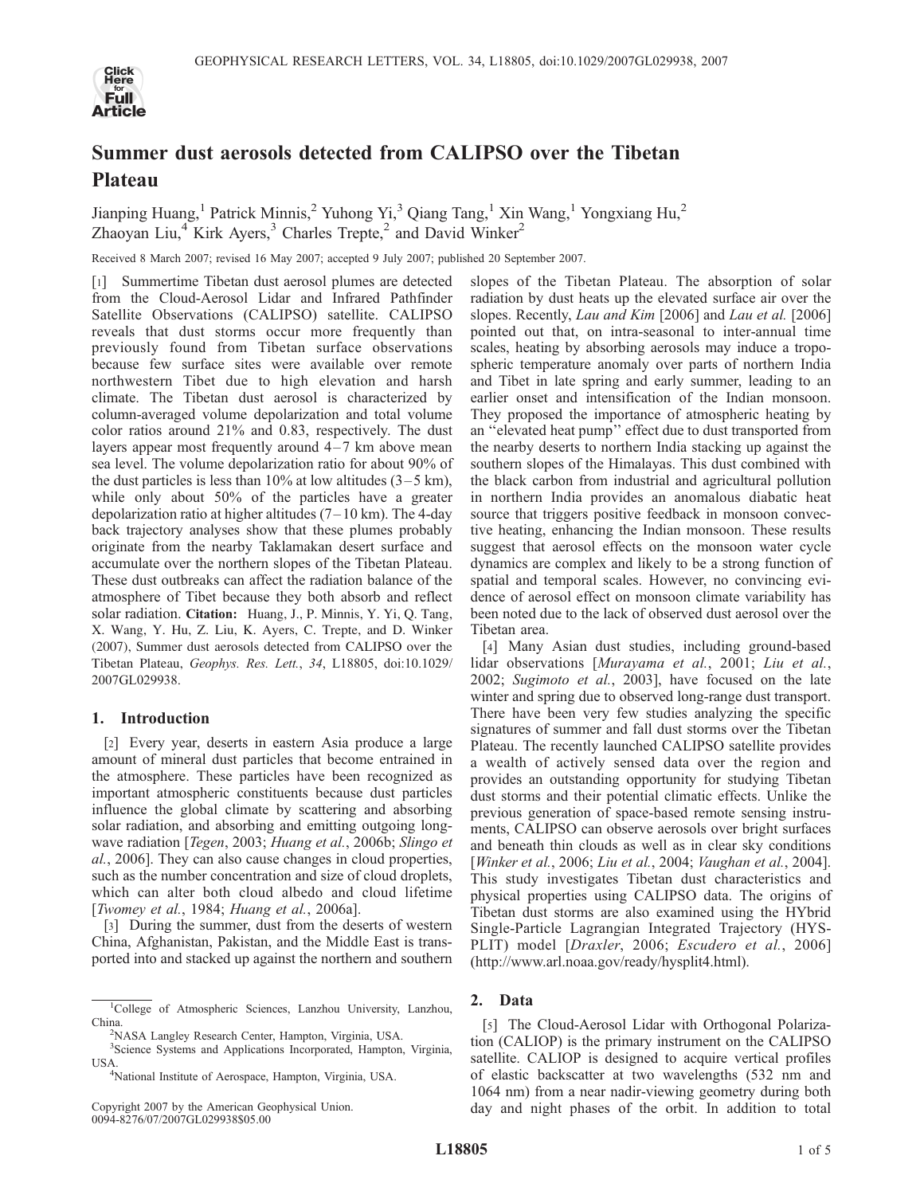# Summer dust aerosols detected from CALIPSO over the Tibetan Plateau

Jianping Huang,[1] Patrick Minnis,[2] Yuhong Yi,[3] Qiang Tang,[1] Xin Wang,[1] Yongxiang Hu,[2] Zhaoyan Liu,[4] Kirk Ayers,[3] Charles Trepte,[2] and David Winker[2]

Received 8 March 2007; revised 16 May 2007; accepted 9 July 2007; published 20 September 2007.

[1] Summertime Tibetan dust aerosol plumes are detected from the Cloud-Aerosol Lidar and Infrared Pathfinder Satellite Observations (CALIPSO) satellite. CALIPSO reveals that dust storms occur more frequently than previously found from Tibetan surface observations because few surface sites were available over remote northwestern Tibet due to high elevation and harsh climate. The Tibetan dust aerosol is characterized by column-averaged volume depolarization and total volume color ratios around 21% and 0.83, respectively. The dust layers appear most frequently around 4–7 km above mean sea level. The volume depolarization ratio for about 90% of the dust particles is less than 10% at low altitudes (3–5 km), while only about 50% of the particles have a greater depolarization ratio at higher altitudes (7–10 km). The 4-day back trajectory analyses show that these plumes probably originate from the nearby Taklamakan desert surface and accumulate over the northern slopes of the Tibetan Plateau. These dust outbreaks can affect the radiation balance of the atmosphere of Tibet because they both absorb and reflect solar radiation. **Citation:** Huang, J., P. Minnis, Y. Yi, Q. Tang, X. Wang, Y. Hu, Z. Liu, K. Ayers, C. Trepte, and D. Winker (2007), Summer dust aerosols detected from CALIPSO over the Tibetan Plateau, *Geophys. Res. Lett.*, *34*, L18805, doi:10.1029/2007GL029938.

## 1. Introduction

[2] Every year, deserts in eastern Asia produce a large amount of mineral dust particles that become entrained in the atmosphere. These particles have been recognized as important atmospheric constituents because dust particles influence the global climate by scattering and absorbing solar radiation, and absorbing and emitting outgoing long-wave radiation [*Tegen*, 2003; *Huang et al.*, 2006b; *Slingo et al.*, 2006]. They can also cause changes in cloud properties, such as the number concentration and size of cloud droplets, which can alter both cloud albedo and cloud lifetime [*Twomey et al.*, 1984; *Huang et al.*, 2006a].

[3] During the summer, dust from the deserts of western China, Afghanistan, Pakistan, and the Middle East is transported into and stacked up against the northern and southern slopes of the Tibetan Plateau. The absorption of solar radiation by dust heats up the elevated surface air over the slopes. Recently, *Lau and Kim* [2006] and *Lau et al.* [2006] pointed out that, on intra-seasonal to inter-annual time scales, heating by absorbing aerosols may induce a tropospheric temperature anomaly over parts of northern India and Tibet in late spring and early summer, leading to an earlier onset and intensification of the Indian monsoon. They proposed the importance of atmospheric heating by an ''elevated heat pump'' effect due to dust transported from the nearby deserts to northern India stacking up against the southern slopes of the Himalayas. This dust combined with the black carbon from industrial and agricultural pollution in northern India provides an anomalous diabatic heat source that triggers positive feedback in monsoon convective heating, enhancing the Indian monsoon. These results suggest that aerosol effects on the monsoon water cycle dynamics are complex and likely to be a strong function of spatial and temporal scales. However, no convincing evidence of aerosol effect on monsoon climate variability has been noted due to the lack of observed dust aerosol over the Tibetan area.

[4] Many Asian dust studies, including ground-based lidar observations [*Murayama et al.*, 2001; *Liu et al.*, 2002; *Sugimoto et al.*, 2003], have focused on the late winter and spring due to observed long-range dust transport. There have been very few studies analyzing the specific signatures of summer and fall dust storms over the Tibetan Plateau. The recently launched CALIPSO satellite provides a wealth of actively sensed data over the region and provides an outstanding opportunity for studying Tibetan dust storms and their potential climatic effects. Unlike the previous generation of space-based remote sensing instruments, CALIPSO can observe aerosols over bright surfaces and beneath thin clouds as well as in clear sky conditions [*Winker et al.*, 2006; *Liu et al.*, 2004; *Vaughan et al.*, 2004]. This study investigates Tibetan dust characteristics and physical properties using CALIPSO data. The origins of Tibetan dust storms are also examined using the HYbrid Single-Particle Lagrangian Integrated Trajectory (HYSPLIT) model [*Draxler*, 2006; *Escudero et al.*, 2006] (http://www.arl.noaa.gov/ready/hysplit4.html).

## 2. Data

[5] The Cloud-Aerosol Lidar with Orthogonal Polarization (CALIOP) is the primary instrument on the CALIPSO satellite. CALIOP is designed to acquire vertical profiles of elastic backscatter at two wavelengths (532 nm and 1064 nm) from a near nadir-viewing geometry during both day and night phases of the orbit. In addition to total

---

[1]College of Atmospheric Sciences, Lanzhou University, Lanzhou, China.

[2]NASA Langley Research Center, Hampton, Virginia, USA.

[3]Science Systems and Applications Incorporated, Hampton, Virginia, USA.

[4]National Institute of Aerospace, Hampton, Virginia, USA.

Copyright 2007 by the American Geophysical Union.
0094-8276/07/2007GL029938$05.00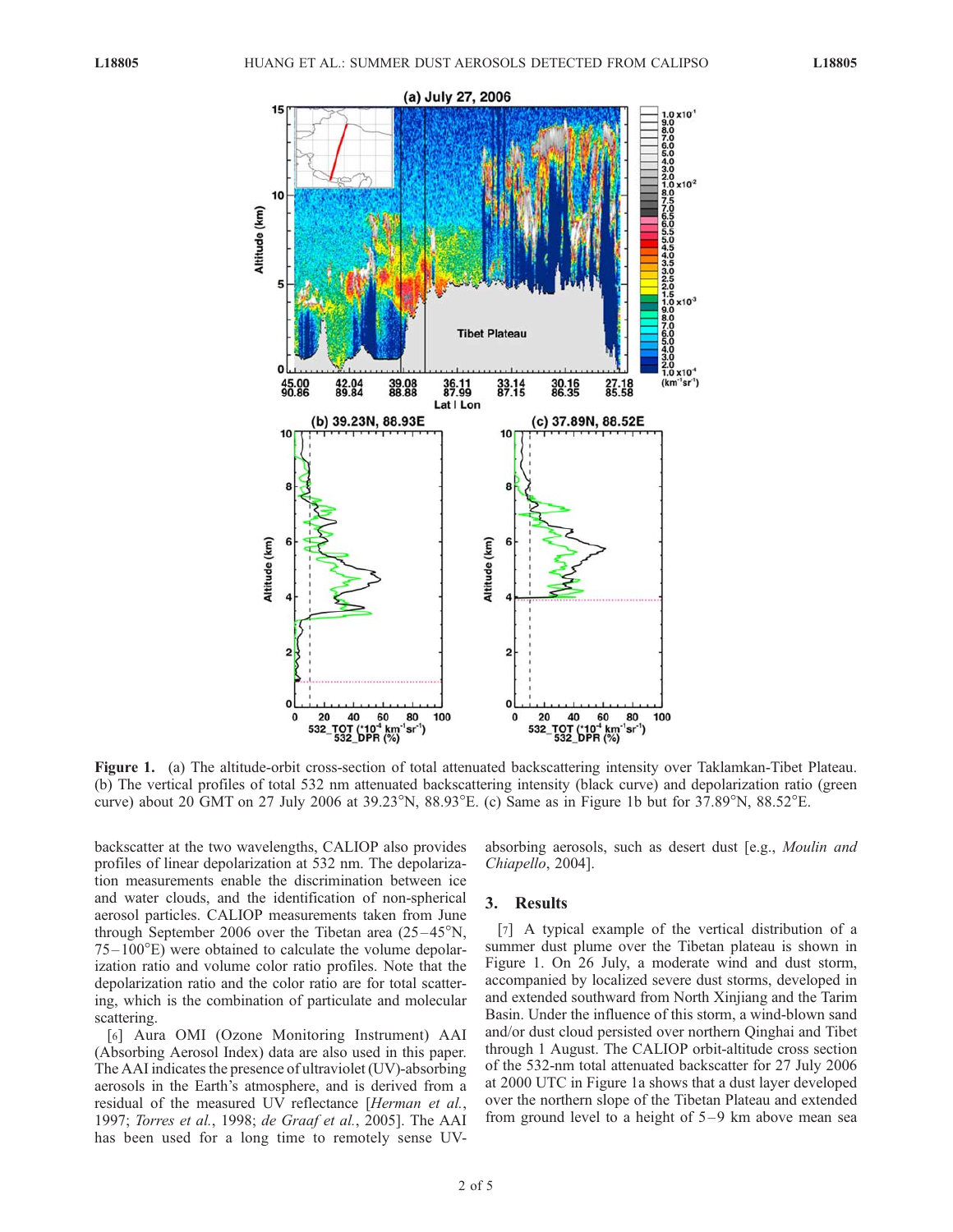**Figure 1.** (a) The altitude-orbit cross-section of total attenuated backscattering intensity over Taklamkan-Tibet Plateau. (b) The vertical profiles of total 532 nm attenuated backscattering intensity (black curve) and depolarization ratio (green curve) about 20 GMT on 27 July 2006 at 39.23°N, 88.93°E. (c) Same as in Figure 1b but for 37.89°N, 88.52°E.

backscatter at the two wavelengths, CALIOP also provides profiles of linear depolarization at 532 nm. The depolarization measurements enable the discrimination between ice and water clouds, and the identification of non-spherical aerosol particles. CALIOP measurements taken from June through September 2006 over the Tibetan area (25–45°N, 75–100°E) were obtained to calculate the volume depolarization ratio and volume color ratio profiles. Note that the depolarization ratio and the color ratio are for total scattering, which is the combination of particulate and molecular scattering.

[6] Aura OMI (Ozone Monitoring Instrument) AAI (Absorbing Aerosol Index) data are also used in this paper. The AAI indicates the presence of ultraviolet (UV)-absorbing aerosols in the Earth's atmosphere, and is derived from a residual of the measured UV reflectance [*Herman et al.*, 1997; *Torres et al.*, 1998; *de Graaf et al.*, 2005]. The AAI has been used for a long time to remotely sense UV-absorbing aerosols, such as desert dust [e.g., *Moulin and Chiapello*, 2004].

## 3. Results

[7] A typical example of the vertical distribution of a summer dust plume over the Tibetan plateau is shown in Figure 1. On 26 July, a moderate wind and dust storm, accompanied by localized severe dust storms, developed in and extended southward from North Xinjiang and the Tarim Basin. Under the influence of this storm, a wind-blown sand and/or dust cloud persisted over northern Qinghai and Tibet through 1 August. The CALIOP orbit-altitude cross section of the 532-nm total attenuated backscatter for 27 July 2006 at 2000 UTC in Figure 1a shows that a dust layer developed over the northern slope of the Tibetan Plateau and extended from ground level to a height of 5–9 km above mean sea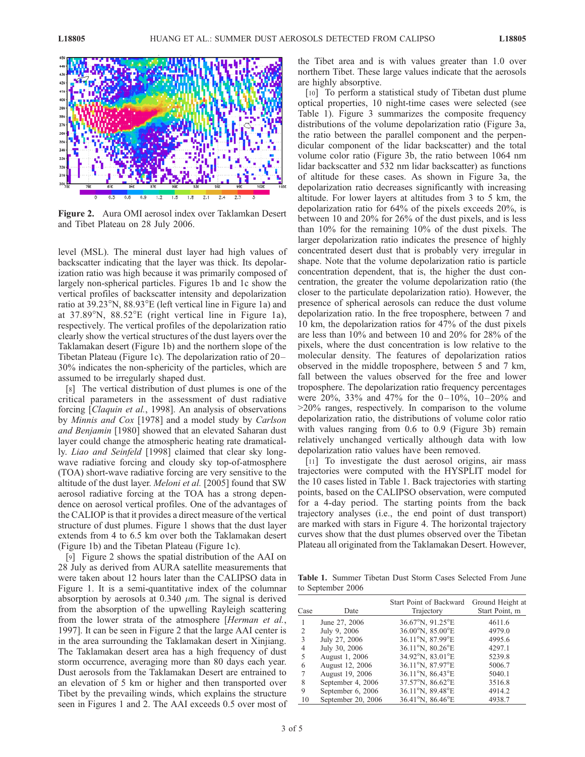Figure 2. Aura OMI aerosol index over Taklamkan Desert and Tibet Plateau on 28 July 2006.

level (MSL). The mineral dust layer had high values of backscatter indicating that the layer was thick. Its depolarization ratio was high because it was primarily composed of largely non-spherical particles. Figures 1b and 1c show the vertical profiles of backscatter intensity and depolarization ratio at 39.23°N, 88.93°E (left vertical line in Figure 1a) and at 37.89°N, 88.52°E (right vertical line in Figure 1a), respectively. The vertical profiles of the depolarization ratio clearly show the vertical structures of the dust layers over the Taklamakan desert (Figure 1b) and the northern slope of the Tibetan Plateau (Figure 1c). The depolarization ratio of 20–30% indicates the non-sphericity of the particles, which are assumed to be irregularly shaped dust.

[8] The vertical distribution of dust plumes is one of the critical parameters in the assessment of dust radiative forcing [*Claquin et al.*, 1998]. An analysis of observations by *Minnis and Cox* [1978] and a model study by *Carlson and Benjamin* [1980] showed that an elevated Saharan dust layer could change the atmospheric heating rate dramatically. *Liao and Seinfeld* [1998] claimed that clear sky long-wave radiative forcing and cloudy sky top-of-atmosphere (TOA) short-wave radiative forcing are very sensitive to the altitude of the dust layer. *Meloni et al.* [2005] found that SW aerosol radiative forcing at the TOA has a strong dependence on aerosol vertical profiles. One of the advantages of the CALIOP is that it provides a direct measure of the vertical structure of dust plumes. Figure 1 shows that the dust layer extends from 4 to 6.5 km over both the Taklamakan desert (Figure 1b) and the Tibetan Plateau (Figure 1c).

[9] Figure 2 shows the spatial distribution of the AAI on 28 July as derived from AURA satellite measurements that were taken about 12 hours later than the CALIPSO data in Figure 1. It is a semi-quantitative index of the columnar absorption by aerosols at 0.340 $\mu$m. The signal is derived from the absorption of the upwelling Rayleigh scattering from the lower strata of the atmosphere [*Herman et al.*, 1997]. It can be seen in Figure 2 that the large AAI center is in the area surrounding the Taklamakan desert in Xinjiang. The Taklamakan desert area has a high frequency of dust storm occurrence, averaging more than 80 days each year. Dust aerosols from the Taklamakan Desert are entrained to an elevation of 5 km or higher and then transported over Tibet by the prevailing winds, which explains the structure seen in Figures 1 and 2. The AAI exceeds 0.5 over most of the Tibet area and is with values greater than 1.0 over northern Tibet. These large values indicate that the aerosols are highly absorptive.

[10] To perform a statistical study of Tibetan dust plume optical properties, 10 night-time cases were selected (see Table 1). Figure 3 summarizes the composite frequency distributions of the volume depolarization ratio (Figure 3a, the ratio between the parallel component and the perpendicular component of the lidar backscatter) and the total volume color ratio (Figure 3b, the ratio between 1064 nm lidar backscatter and 532 nm lidar backscatter) as functions of altitude for these cases. As shown in Figure 3a, the depolarization ratio decreases significantly with increasing altitude. For lower layers at altitudes from 3 to 5 km, the depolarization ratio for 64% of the pixels exceeds 20%, is between 10 and 20% for 26% of the dust pixels, and is less than 10% for the remaining 10% of the dust pixels. The larger depolarization ratio indicates the presence of highly concentrated desert dust that is probably very irregular in shape. Note that the volume depolarization ratio is particle concentration dependent, that is, the higher the dust concentration, the greater the volume depolarization ratio (the closer to the particulate depolarization ratio). However, the presence of spherical aerosols can reduce the dust volume depolarization ratio. In the free troposphere, between 7 and 10 km, the depolarization ratios for 47% of the dust pixels are less than 10% and between 10 and 20% for 28% of the pixels, where the dust concentration is low relative to the molecular density. The features of depolarization ratios observed in the middle troposphere, between 5 and 7 km, fall between the values observed for the free and lower troposphere. The depolarization ratio frequency percentages were 20%, 33% and 47% for the 0–10%, 10–20% and >20% ranges, respectively. In comparison to the volume depolarization ratio, the distributions of volume color ratio with values ranging from 0.6 to 0.9 (Figure 3b) remain relatively unchanged vertically although data with low depolarization ratio values have been removed.

[11] To investigate the dust aerosol origins, air mass trajectories were computed with the HYSPLIT model for the 10 cases listed in Table 1. Back trajectories with starting points, based on the CALIPSO observation, were computed for a 4-day period. The starting points from the back trajectory analyses (i.e., the end point of dust transport) are marked with stars in Figure 4. The horizontal trajectory curves show that the dust plumes observed over the Tibetan Plateau all originated from the Taklamakan Desert. However,

**Table 1.** Summer Tibetan Dust Storm Cases Selected From June to September 2006

| Case | Date | Start Point of Backward Trajectory | Ground Height at Start Point, m |
|---|---|---|---|
| 1 | June 27, 2006 | 36.67°N, 91.25°E | 4611.6 |
| 2 | July 9, 2006 | 36.00°N, 85.00°E | 4979.0 |
| 3 | July 27, 2006 | 36.11°N, 87.99°E | 4995.6 |
| 4 | July 30, 2006 | 36.11°N, 80.26°E | 4297.1 |
| 5 | August 1, 2006 | 34.92°N, 83.01°E | 5239.8 |
| 6 | August 12, 2006 | 36.11°N, 87.97°E | 5006.7 |
| 7 | August 19, 2006 | 36.11°N, 86.43°E | 5040.1 |
| 8 | September 4, 2006 | 37.57°N, 86.62°E | 3516.8 |
| 9 | September 6, 2006 | 36.11°N, 89.48°E | 4914.2 |
| 10 | September 20, 2006 | 36.41°N, 86.46°E | 4938.7 |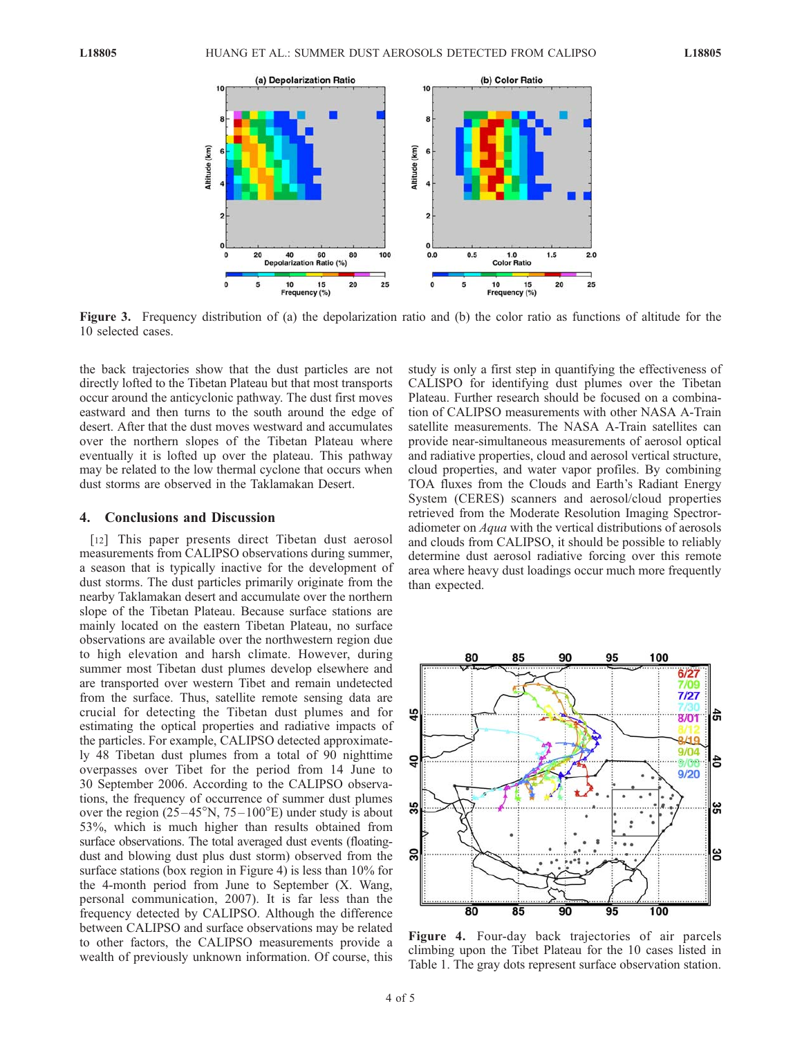**Figure 3.** Frequency distribution of (a) the depolarization ratio and (b) the color ratio as functions of altitude for the 10 selected cases.

the back trajectories show that the dust particles are not directly lofted to the Tibetan Plateau but that most transports occur around the anticyclonic pathway. The dust first moves eastward and then turns to the south around the edge of desert. After that the dust moves westward and accumulates over the northern slopes of the Tibetan Plateau where eventually it is lofted up over the plateau. This pathway may be related to the low thermal cyclone that occurs when dust storms are observed in the Taklamakan Desert.

## 4. Conclusions and Discussion

[12] This paper presents direct Tibetan dust aerosol measurements from CALIPSO observations during summer, a season that is typically inactive for the development of dust storms. The dust particles primarily originate from the nearby Taklamakan desert and accumulate over the northern slope of the Tibetan Plateau. Because surface stations are mainly located on the eastern Tibetan Plateau, no surface observations are available over the northwestern region due to high elevation and harsh climate. However, during summer most Tibetan dust plumes develop elsewhere and are transported over western Tibet and remain undetected from the surface. Thus, satellite remote sensing data are crucial for detecting the Tibetan dust plumes and for estimating the optical properties and radiative impacts of the particles. For example, CALIPSO detected approximately 48 Tibetan dust plumes from a total of 90 nighttime overpasses over Tibet for the period from 14 June to 30 September 2006. According to the CALIPSO observations, the frequency of occurrence of summer dust plumes over the region (25–45°N, 75–100°E) under study is about 53%, which is much higher than results obtained from surface observations. The total averaged dust events (floating-dust and blowing dust plus dust storm) observed from the surface stations (box region in Figure 4) is less than 10% for the 4-month period from June to September (X. Wang, personal communication, 2007). It is far less than the frequency detected by CALIPSO. Although the difference between CALIPSO and surface observations may be related to other factors, the CALIPSO measurements provide a wealth of previously unknown information. Of course, this study is only a first step in quantifying the effectiveness of CALISPO for identifying dust plumes over the Tibetan Plateau. Further research should be focused on a combination of CALIPSO measurements with other NASA A-Train satellite measurements. The NASA A-Train satellites can provide near-simultaneous measurements of aerosol optical and radiative properties, cloud and aerosol vertical structure, cloud properties, and water vapor profiles. By combining TOA fluxes from the Clouds and Earth's Radiant Energy System (CERES) scanners and aerosol/cloud properties retrieved from the Moderate Resolution Imaging Spectroradiometer on *Aqua* with the vertical distributions of aerosols and clouds from CALIPSO, it should be possible to reliably determine dust aerosol radiative forcing over this remote area where heavy dust loadings occur much more frequently than expected.

**Figure 4.** Four-day back trajectories of air parcels climbing upon the Tibet Plateau for the 10 cases listed in Table 1. The gray dots represent surface observation station.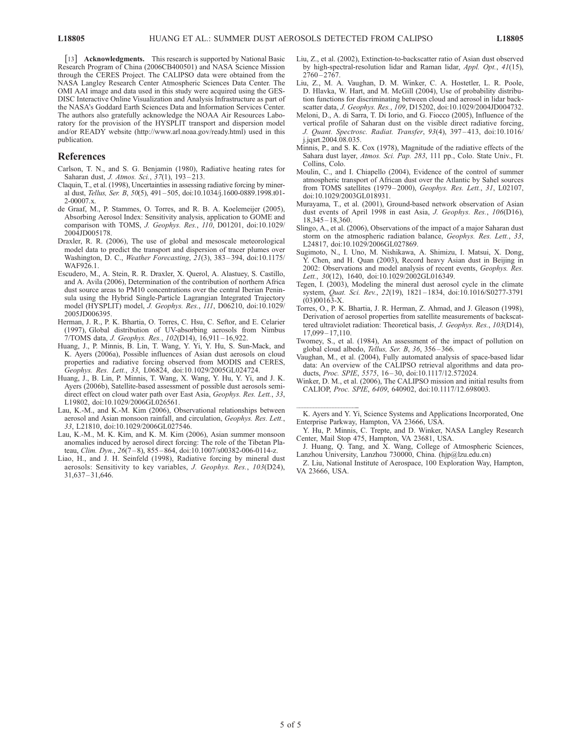[13] **Acknowledgments.** This research is supported by National Basic Research Program of China (2006CB400501) and NASA Science Mission through the CERES Project. The CALIPSO data were obtained from the NASA Langley Research Center Atmospheric Sciences Data Center. The OMI AAI image and data used in this study were acquired using the GES-DISC Interactive Online Visualization and Analysis Infrastructure as part of the NASA's Goddard Earth Sciences Data and Information Services Center. The authors also gratefully acknowledge the NOAA Air Resources Laboratory for the provision of the HYSPLIT transport and dispersion model and/or READY website (http://www.arl.noaa.gov/ready.html) used in this publication.

## References

Carlson, T. N., and S. G. Benjamin (1980), Radiative heating rates for Saharan dust, *J. Atmos. Sci.*, *37*(1), 193–213.

Claquin, T., et al. (1998), Uncertainties in assessing radiative forcing by mineral dust, *Tellus, Ser. B*, *50*(5), 491–505, doi:10.1034/j.1600-0889.1998.t01-2-00007.x.

de Graaf, M., P. Stammes, O. Torres, and R. B. A. Koelemeijer (2005), Absorbing Aerosol Index: Sensitivity analysis, application to GOME and comparison with TOMS, *J. Geophys. Res.*, *110*, D01201, doi:10.1029/2004JD005178.

Draxler, R. R. (2006), The use of global and mesoscale meteorological model data to predict the transport and dispersion of tracer plumes over Washington, D. C., *Weather Forecasting*, *21*(3), 383–394, doi:10.1175/WAF926.1.

Escudero, M., A. Stein, R. R. Draxler, X. Querol, A. Alastuey, S. Castillo, and A. Avila (2006), Determination of the contribution of northern Africa dust source areas to PM10 concentrations over the central Iberian Peninsula using the Hybrid Single-Particle Lagrangian Integrated Trajectory model (HYSPLIT) model, *J. Geophys. Res.*, *111*, D06210, doi:10.1029/2005JD006395.

Herman, J. R., P. K. Bhartia, O. Torres, C. Hsu, C. Seftor, and E. Celarier (1997), Global distribution of UV-absorbing aerosols from Nimbus 7/TOMS data, *J. Geophys. Res.*, *102*(D14), 16,911–16,922.

Huang, J., P. Minnis, B. Lin, T. Wang, Y. Yi, Y. Hu, S. Sun-Mack, and K. Ayers (2006a), Possible influences of Asian dust aerosols on cloud properties and radiative forcing observed from MODIS and CERES, *Geophys. Res. Lett.*, *33*, L06824, doi:10.1029/2005GL024724.

Huang, J., B. Lin, P. Minnis, T. Wang, X. Wang, Y. Hu, Y. Yi, and J. K. Ayers (2006b), Satellite-based assessment of possible dust aerosols semi-direct effect on cloud water path over East Asia, *Geophys. Res. Lett.*, *33*, L19802, doi:10.1029/2006GL026561.

Lau, K.-M., and K.-M. Kim (2006), Observational relationships between aerosol and Asian monsoon rainfall, and circulation, *Geophys. Res. Lett.*, *33*, L21810, doi:10.1029/2006GL027546.

Lau, K.-M., M. K. Kim, and K. M. Kim (2006), Asian summer monsoon anomalies induced by aerosol direct forcing: The role of the Tibetan Plateau, *Clim. Dyn.*, *26*(7–8), 855–864, doi:10.1007/s00382-006-0114-z.

Liao, H., and J. H. Seinfeld (1998), Radiative forcing by mineral dust aerosols: Sensitivity to key variables, *J. Geophys. Res.*, *103*(D24), 31,637–31,646.

Liu, Z., et al. (2002), Extinction-to-backscatter ratio of Asian dust observed by high-spectral-resolution lidar and Raman lidar, *Appl. Opt.*, *41*(15), 2760–2767.

Liu, Z., M. A. Vaughan, D. M. Winker, C. A. Hostetler, L. R. Poole, D. Hlavka, W. Hart, and M. McGill (2004), Use of probability distribution functions for discriminating between cloud and aerosol in lidar backscatter data, *J. Geophys. Res.*, *109*, D15202, doi:10.1029/2004JD004732.

Meloni, D., A. di Sarra, T. Di Iorio, and G. Fiocco (2005), Influence of the vertical profile of Saharan dust on the visible direct radiative forcing, *J. Quant. Spectrosc. Radiat. Transfer*, *93*(4), 397–413, doi:10.1016/j.jqsrt.2004.08.035.

Minnis, P., and S. K. Cox (1978), Magnitude of the radiative effects of the Sahara dust layer, *Atmos. Sci. Pap. 283*, 111 pp., Colo. State Univ., Ft. Collins, Colo.

Moulin, C., and I. Chiapello (2004), Evidence of the control of summer atmospheric transport of African dust over the Atlantic by Sahel sources from TOMS satellites (1979–2000), *Geophys. Res. Lett.*, *31*, L02107, doi:10.1029/2003GL018931.

Murayama, T., et al. (2001), Ground-based network observation of Asian dust events of April 1998 in east Asia, *J. Geophys. Res.*, *106*(D16), 18,345–18,360.

Slingo, A., et al. (2006), Observations of the impact of a major Saharan dust storm on the atmospheric radiation balance, *Geophys. Res. Lett.*, *33*, L24817, doi:10.1029/2006GL027869.

Sugimoto, N., I. Uno, M. Nishikawa, A. Shimizu, I. Matsui, X. Dong, Y. Chen, and H. Quan (2003), Record heavy Asian dust in Beijing in 2002: Observations and model analysis of recent events, *Geophys. Res. Lett.*, *30*(12), 1640, doi:10.1029/2002GL016349.

Tegen, I. (2003), Modeling the mineral dust aerosol cycle in the climate system, *Quat. Sci. Rev.*, *22*(19), 1821–1834, doi:10.1016/S0277-3791(03)00163-X.

Torres, O., P. K. Bhartia, J. R. Herman, Z. Ahmad, and J. Gleason (1998), Derivation of aerosol properties from satellite measurements of backscattered ultraviolet radiation: Theoretical basis, *J. Geophys. Res.*, *103*(D14), 17,099–17,110.

Twomey, S., et al. (1984), An assessment of the impact of pollution on global cloud albedo, *Tellus, Ser. B*, *36*, 356–366.

Vaughan, M., et al. (2004), Fully automated analysis of space-based lidar data: An overview of the CALIPSO retrieval algorithms and data products, *Proc. SPIE*, *5575*, 16–30, doi:10.1117/12.572024.

Winker, D. M., et al. (2006), The CALIPSO mission and initial results from CALIOP, *Proc. SPIE*, *6409*, 640902, doi:10.1117/12.698003.

---

K. Ayers and Y. Yi, Science Systems and Applications Incorporated, One Enterprise Parkway, Hampton, VA 23666, USA.

Y. Hu, P. Minnis, C. Trepte, and D. Winker, NASA Langley Research Center, Mail Stop 475, Hampton, VA 23681, USA.

J. Huang, Q. Tang, and X. Wang, College of Atmospheric Sciences, Lanzhou University, Lanzhou 730000, China. (hjp@lzu.edu.cn)

Z. Liu, National Institute of Aerospace, 100 Exploration Way, Hampton, VA 23666, USA.